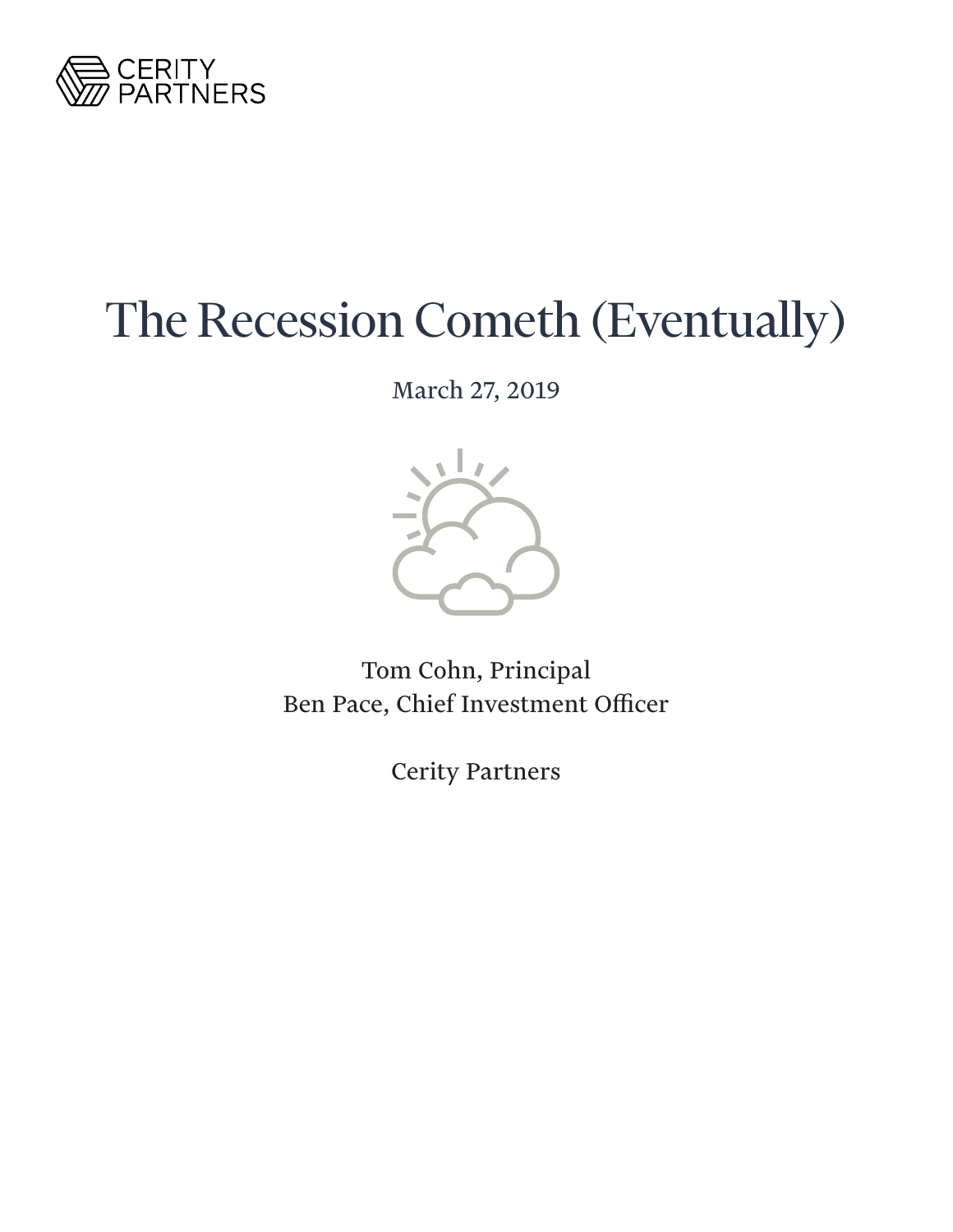CERITY PARTNERS

# The Recession Cometh (Eventually)

March 27, 2019

Tom Cohn, Principal
Ben Pace, Chief Investment Officer

Cerity Partners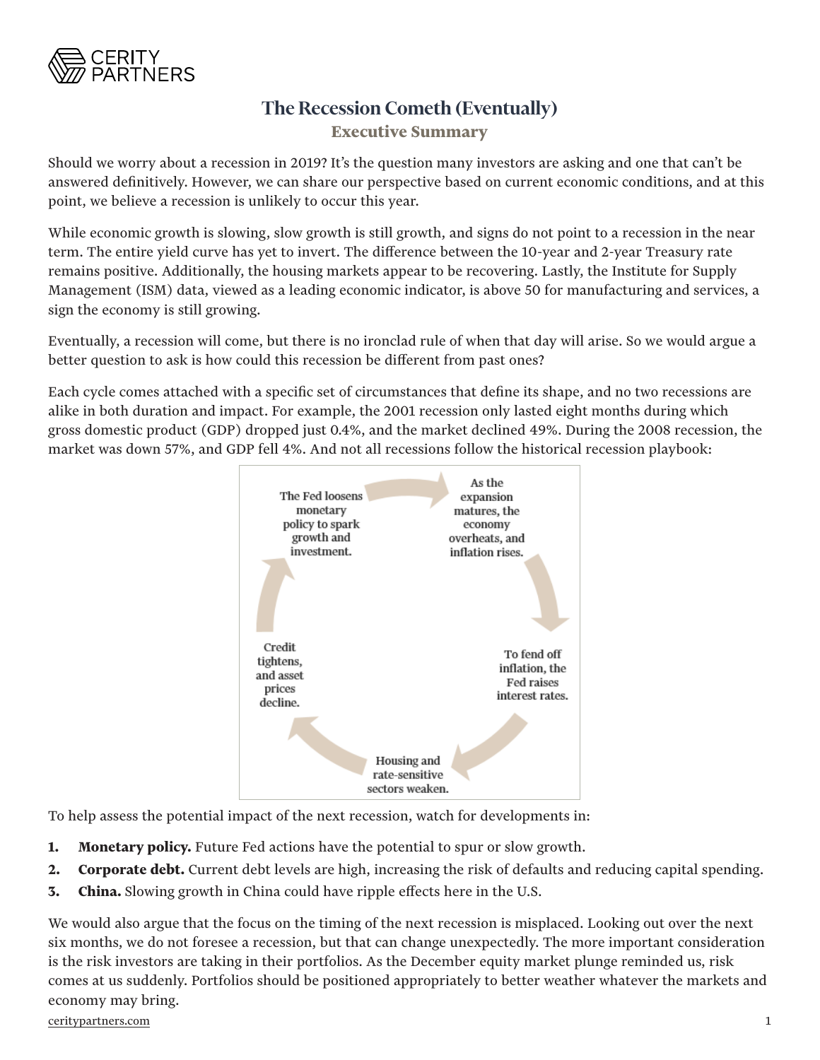# The Recession Cometh (Eventually)

## Executive Summary

Should we worry about a recession in 2019? It's the question many investors are asking and one that can't be answered definitively. However, we can share our perspective based on current economic conditions, and at this point, we believe a recession is unlikely to occur this year.

While economic growth is slowing, slow growth is still growth, and signs do not point to a recession in the near term. The entire yield curve has yet to invert. The difference between the 10-year and 2-year Treasury rate remains positive. Additionally, the housing markets appear to be recovering. Lastly, the Institute for Supply Management (ISM) data, viewed as a leading economic indicator, is above 50 for manufacturing and services, a sign the economy is still growing.

Eventually, a recession will come, but there is no ironclad rule of when that day will arise. So we would argue a better question to ask is how could this recession be different from past ones?

Each cycle comes attached with a specific set of circumstances that define its shape, and no two recessions are alike in both duration and impact. For example, the 2001 recession only lasted eight months during which gross domestic product (GDP) dropped just 0.4%, and the market declined 49%. During the 2008 recession, the market was down 57%, and GDP fell 4%. And not all recessions follow the historical recession playbook:

- The Fed loosens monetary policy to spark growth and investment.
- As the expansion matures, the economy overheats, and inflation rises.
- To fend off inflation, the Fed raises interest rates.
- Housing and rate-sensitive sectors weaken.
- Credit tightens, and asset prices decline.

To help assess the potential impact of the next recession, watch for developments in:

1. **Monetary policy.** Future Fed actions have the potential to spur or slow growth.
2. **Corporate debt.** Current debt levels are high, increasing the risk of defaults and reducing capital spending.
3. **China.** Slowing growth in China could have ripple effects here in the U.S.

We would also argue that the focus on the timing of the next recession is misplaced. Looking out over the next six months, we do not foresee a recession, but that can change unexpectedly. The more important consideration is the risk investors are taking in their portfolios. As the December equity market plunge reminded us, risk comes at us suddenly. Portfolios should be positioned appropriately to better weather whatever the markets and economy may bring.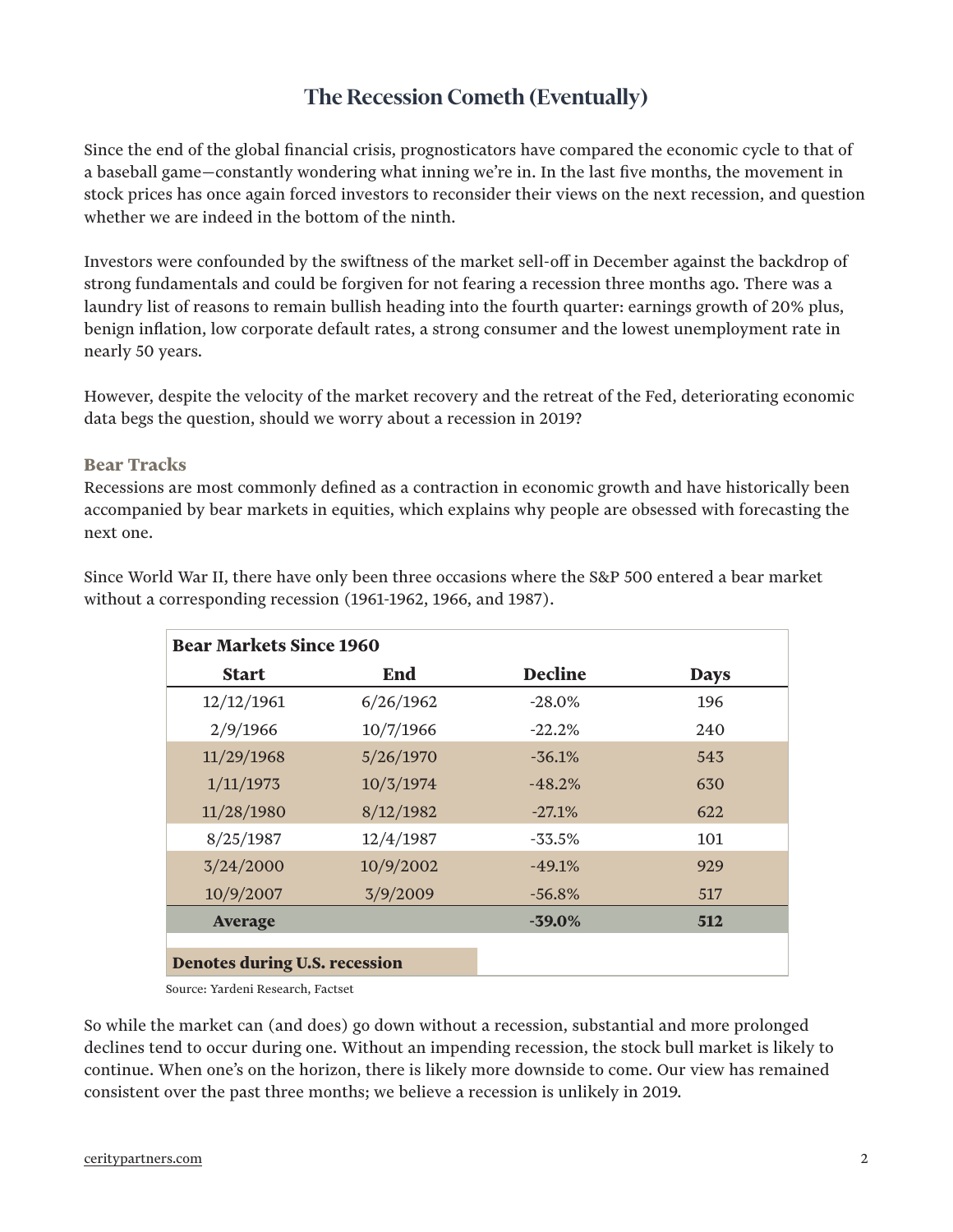# The Recession Cometh (Eventually)

Since the end of the global financial crisis, prognosticators have compared the economic cycle to that of a baseball game—constantly wondering what inning we're in. In the last five months, the movement in stock prices has once again forced investors to reconsider their views on the next recession, and question whether we are indeed in the bottom of the ninth.

Investors were confounded by the swiftness of the market sell-off in December against the backdrop of strong fundamentals and could be forgiven for not fearing a recession three months ago. There was a laundry list of reasons to remain bullish heading into the fourth quarter: earnings growth of 20% plus, benign inflation, low corporate default rates, a strong consumer and the lowest unemployment rate in nearly 50 years.

However, despite the velocity of the market recovery and the retreat of the Fed, deteriorating economic data begs the question, should we worry about a recession in 2019?

### Bear Tracks

Recessions are most commonly defined as a contraction in economic growth and have historically been accompanied by bear markets in equities, which explains why people are obsessed with forecasting the next one.

Since World War II, there have only been three occasions where the S&P 500 entered a bear market without a corresponding recession (1961-1962, 1966, and 1987).

**Bear Markets Since 1960**

| Start | End | Decline | Days |
|---|---|---|---|
| 12/12/1961 | 6/26/1962 | -28.0% | 196 |
| 2/9/1966 | 10/7/1966 | -22.2% | 240 |
| 11/29/1968 | 5/26/1970 | -36.1% | 543 |
| 1/11/1973 | 10/3/1974 | -48.2% | 630 |
| 11/28/1980 | 8/12/1982 | -27.1% | 622 |
| 8/25/1987 | 12/4/1987 | -33.5% | 101 |
| 3/24/2000 | 10/9/2002 | -49.1% | 929 |
| 10/9/2007 | 3/9/2009 | -56.8% | 517 |
| **Average** | | **-39.0%** | **512** |

**Denotes during U.S. recession** (shaded rows: 11/29/1968, 1/11/1973, 11/28/1980, 3/24/2000, 10/9/2007)

Source: Yardeni Research, Factset

So while the market can (and does) go down without a recession, substantial and more prolonged declines tend to occur during one. Without an impending recession, the stock bull market is likely to continue. When one's on the horizon, there is likely more downside to come. Our view has remained consistent over the past three months; we believe a recession is unlikely in 2019.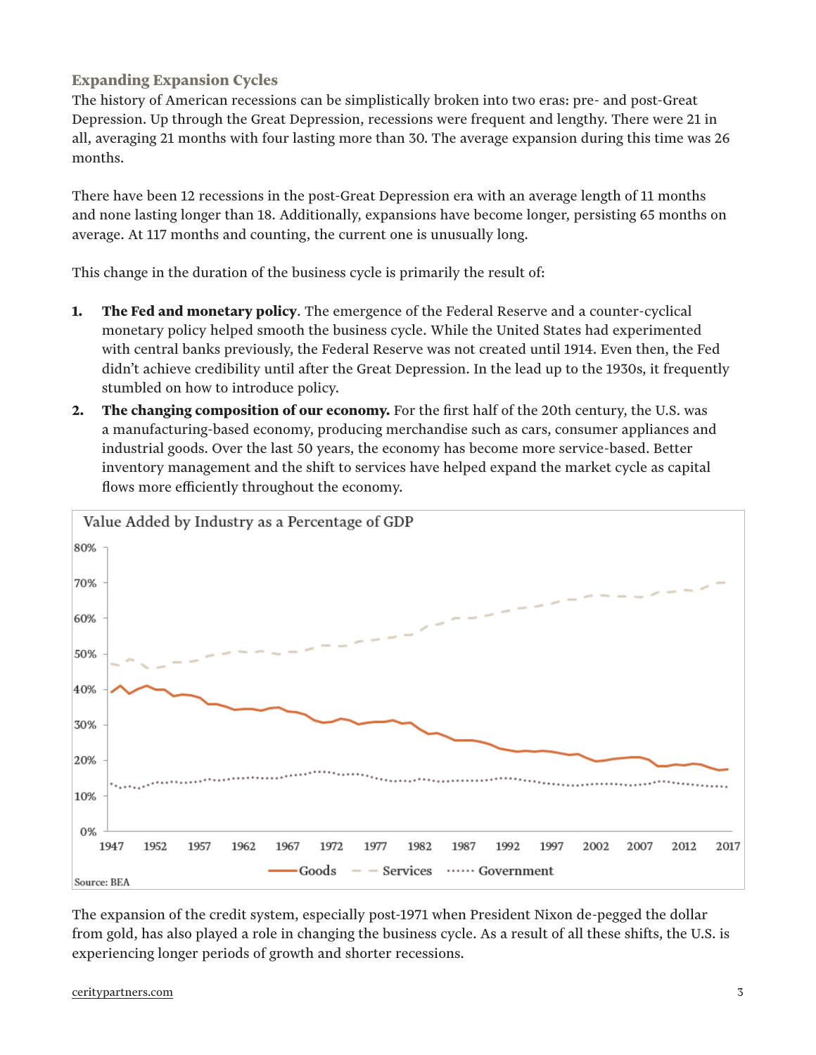### Expanding Expansion Cycles

The history of American recessions can be simplistically broken into two eras: pre- and post-Great Depression. Up through the Great Depression, recessions were frequent and lengthy. There were 21 in all, averaging 21 months with four lasting more than 30. The average expansion during this time was 26 months.

There have been 12 recessions in the post-Great Depression era with an average length of 11 months and none lasting longer than 18. Additionally, expansions have become longer, persisting 65 months on average. At 117 months and counting, the current one is unusually long.

This change in the duration of the business cycle is primarily the result of:

1. **The Fed and monetary policy**. The emergence of the Federal Reserve and a counter-cyclical monetary policy helped smooth the business cycle. While the United States had experimented with central banks previously, the Federal Reserve was not created until 1914. Even then, the Fed didn't achieve credibility until after the Great Depression. In the lead up to the 1930s, it frequently stumbled on how to introduce policy.
2. **The changing composition of our economy.** For the first half of the 20th century, the U.S. was a manufacturing-based economy, producing merchandise such as cars, consumer appliances and industrial goods. Over the last 50 years, the economy has become more service-based. Better inventory management and the shift to services have helped expand the market cycle as capital flows more efficiently throughout the economy.

Value Added by Industry as a Percentage of GDP

Source: BEA

The expansion of the credit system, especially post-1971 when President Nixon de-pegged the dollar from gold, has also played a role in changing the business cycle. As a result of all these shifts, the U.S. is experiencing longer periods of growth and shorter recessions.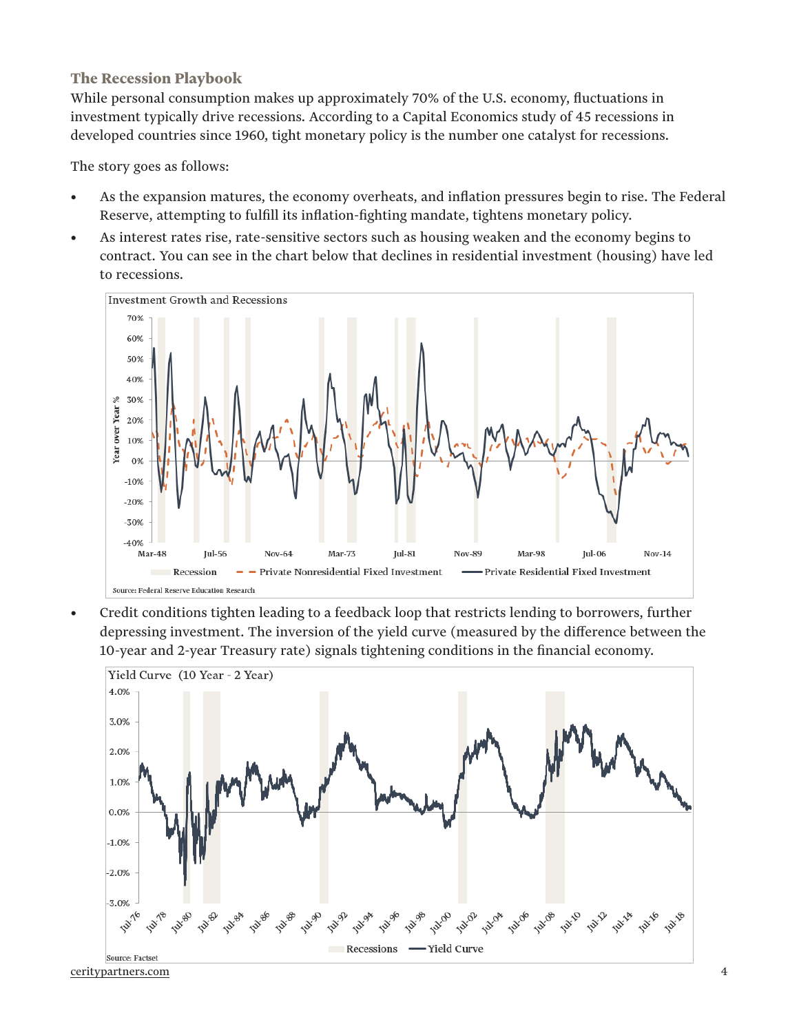## The Recession Playbook

While personal consumption makes up approximately 70% of the U.S. economy, fluctuations in investment typically drive recessions. According to a Capital Economics study of 45 recessions in developed countries since 1960, tight monetary policy is the number one catalyst for recessions.

The story goes as follows:

- As the expansion matures, the economy overheats, and inflation pressures begin to rise. The Federal Reserve, attempting to fulfill its inflation-fighting mandate, tightens monetary policy.
- As interest rates rise, rate-sensitive sectors such as housing weaken and the economy begins to contract. You can see in the chart below that declines in residential investment (housing) have led to recessions.

Investment Growth and Recessions

Source: Federal Reserve Education Research

- Credit conditions tighten leading to a feedback loop that restricts lending to borrowers, further depressing investment. The inversion of the yield curve (measured by the difference between the 10-year and 2-year Treasury rate) signals tightening conditions in the financial economy.

Yield Curve (10 Year - 2 Year)

Source: Factset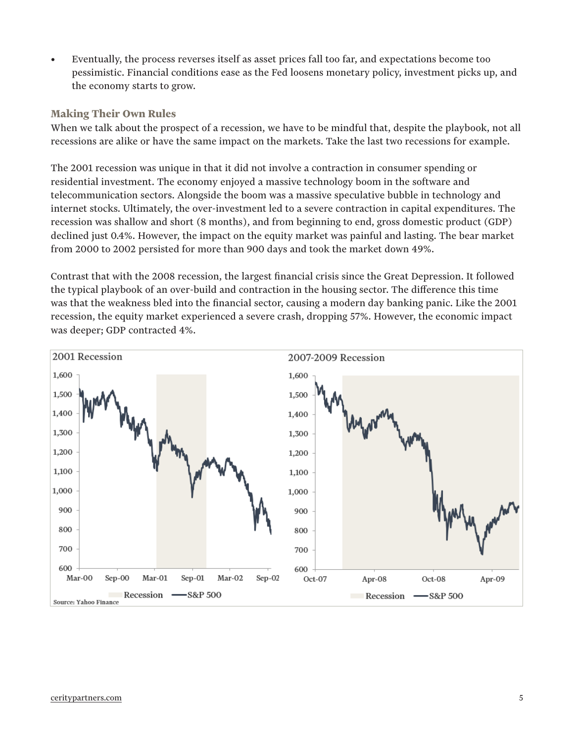- Eventually, the process reverses itself as asset prices fall too far, and expectations become too pessimistic. Financial conditions ease as the Fed loosens monetary policy, investment picks up, and the economy starts to grow.

### Making Their Own Rules

When we talk about the prospect of a recession, we have to be mindful that, despite the playbook, not all recessions are alike or have the same impact on the markets. Take the last two recessions for example.

The 2001 recession was unique in that it did not involve a contraction in consumer spending or residential investment. The economy enjoyed a massive technology boom in the software and telecommunication sectors. Alongside the boom was a massive speculative bubble in technology and internet stocks. Ultimately, the over-investment led to a severe contraction in capital expenditures. The recession was shallow and short (8 months), and from beginning to end, gross domestic product (GDP) declined just 0.4%. However, the impact on the equity market was painful and lasting. The bear market from 2000 to 2002 persisted for more than 900 days and took the market down 49%.

Contrast that with the 2008 recession, the largest financial crisis since the Great Depression. It followed the typical playbook of an over-build and contraction in the housing sector. The difference this time was that the weakness bled into the financial sector, causing a modern day banking panic. Like the 2001 recession, the equity market experienced a severe crash, dropping 57%. However, the economic impact was deeper; GDP contracted 4%.

**2001 Recession** | **2007-2009 Recession**

Recession — S&P 500

Source: Yahoo Finance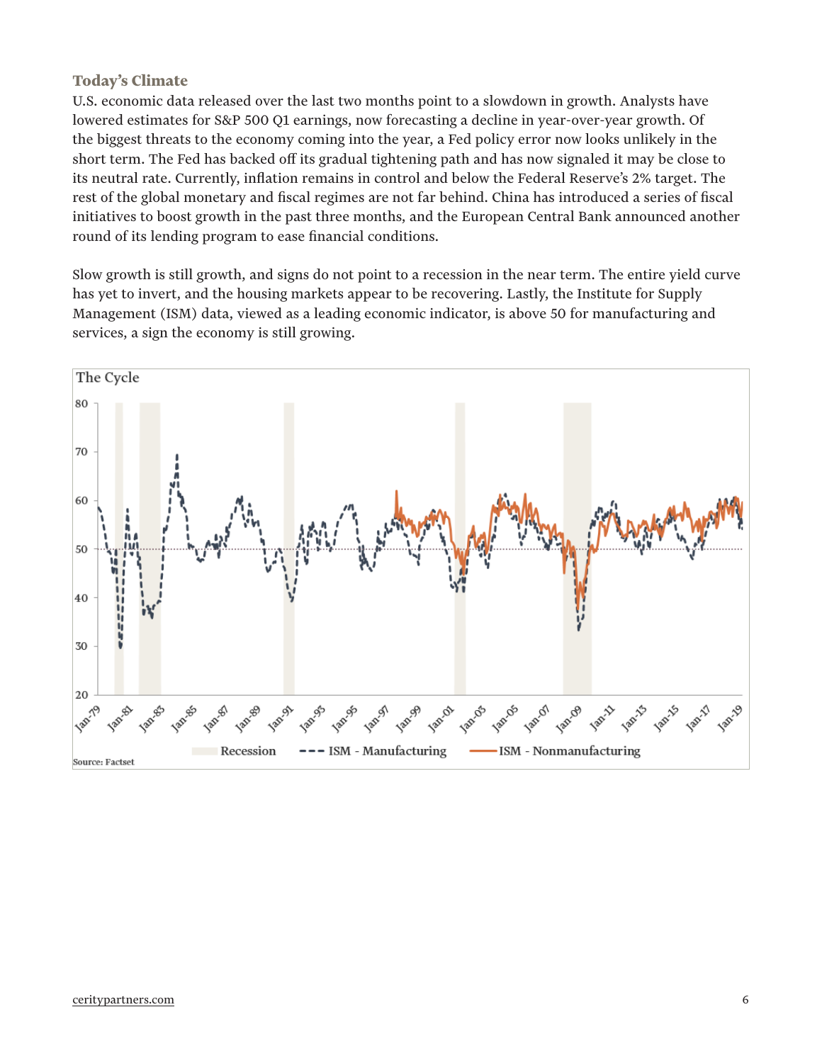### Today's Climate

U.S. economic data released over the last two months point to a slowdown in growth. Analysts have lowered estimates for S&P 500 Q1 earnings, now forecasting a decline in year-over-year growth. Of the biggest threats to the economy coming into the year, a Fed policy error now looks unlikely in the short term. The Fed has backed off its gradual tightening path and has now signaled it may be close to its neutral rate. Currently, inflation remains in control and below the Federal Reserve's 2% target. The rest of the global monetary and fiscal regimes are not far behind. China has introduced a series of fiscal initiatives to boost growth in the past three months, and the European Central Bank announced another round of its lending program to ease financial conditions.

Slow growth is still growth, and signs do not point to a recession in the near term. The entire yield curve has yet to invert, and the housing markets appear to be recovering. Lastly, the Institute for Supply Management (ISM) data, viewed as a leading economic indicator, is above 50 for manufacturing and services, a sign the economy is still growing.

**The Cycle**

Legend: Recession; ISM - Manufacturing; ISM - Nonmanufacturing

Source: Factset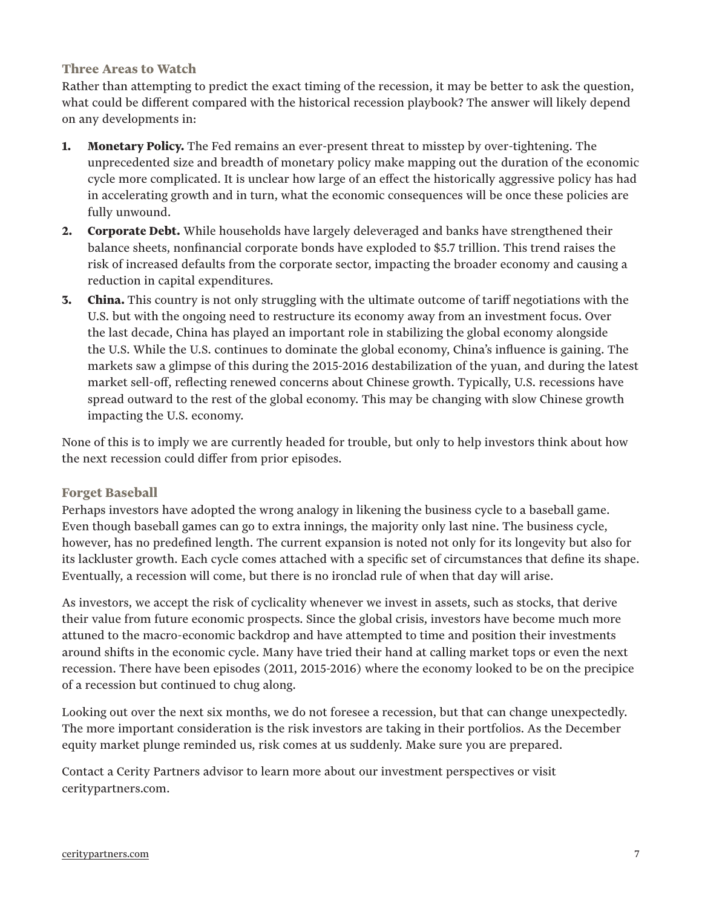## Three Areas to Watch

Rather than attempting to predict the exact timing of the recession, it may be better to ask the question, what could be different compared with the historical recession playbook? The answer will likely depend on any developments in:

1. **Monetary Policy.** The Fed remains an ever-present threat to misstep by over-tightening. The unprecedented size and breadth of monetary policy make mapping out the duration of the economic cycle more complicated. It is unclear how large of an effect the historically aggressive policy has had in accelerating growth and in turn, what the economic consequences will be once these policies are fully unwound.
2. **Corporate Debt.** While households have largely deleveraged and banks have strengthened their balance sheets, nonfinancial corporate bonds have exploded to $5.7 trillion. This trend raises the risk of increased defaults from the corporate sector, impacting the broader economy and causing a reduction in capital expenditures.
3. **China.** This country is not only struggling with the ultimate outcome of tariff negotiations with the U.S. but with the ongoing need to restructure its economy away from an investment focus. Over the last decade, China has played an important role in stabilizing the global economy alongside the U.S. While the U.S. continues to dominate the global economy, China's influence is gaining. The markets saw a glimpse of this during the 2015-2016 destabilization of the yuan, and during the latest market sell-off, reflecting renewed concerns about Chinese growth. Typically, U.S. recessions have spread outward to the rest of the global economy. This may be changing with slow Chinese growth impacting the U.S. economy.

None of this is to imply we are currently headed for trouble, but only to help investors think about how the next recession could differ from prior episodes.

## Forget Baseball

Perhaps investors have adopted the wrong analogy in likening the business cycle to a baseball game. Even though baseball games can go to extra innings, the majority only last nine. The business cycle, however, has no predefined length. The current expansion is noted not only for its longevity but also for its lackluster growth. Each cycle comes attached with a specific set of circumstances that define its shape. Eventually, a recession will come, but there is no ironclad rule of when that day will arise.

As investors, we accept the risk of cyclicality whenever we invest in assets, such as stocks, that derive their value from future economic prospects. Since the global crisis, investors have become much more attuned to the macro-economic backdrop and have attempted to time and position their investments around shifts in the economic cycle. Many have tried their hand at calling market tops or even the next recession. There have been episodes (2011, 2015-2016) where the economy looked to be on the precipice of a recession but continued to chug along.

Looking out over the next six months, we do not foresee a recession, but that can change unexpectedly. The more important consideration is the risk investors are taking in their portfolios. As the December equity market plunge reminded us, risk comes at us suddenly. Make sure you are prepared.

Contact a Cerity Partners advisor to learn more about our investment perspectives or visit ceritypartners.com.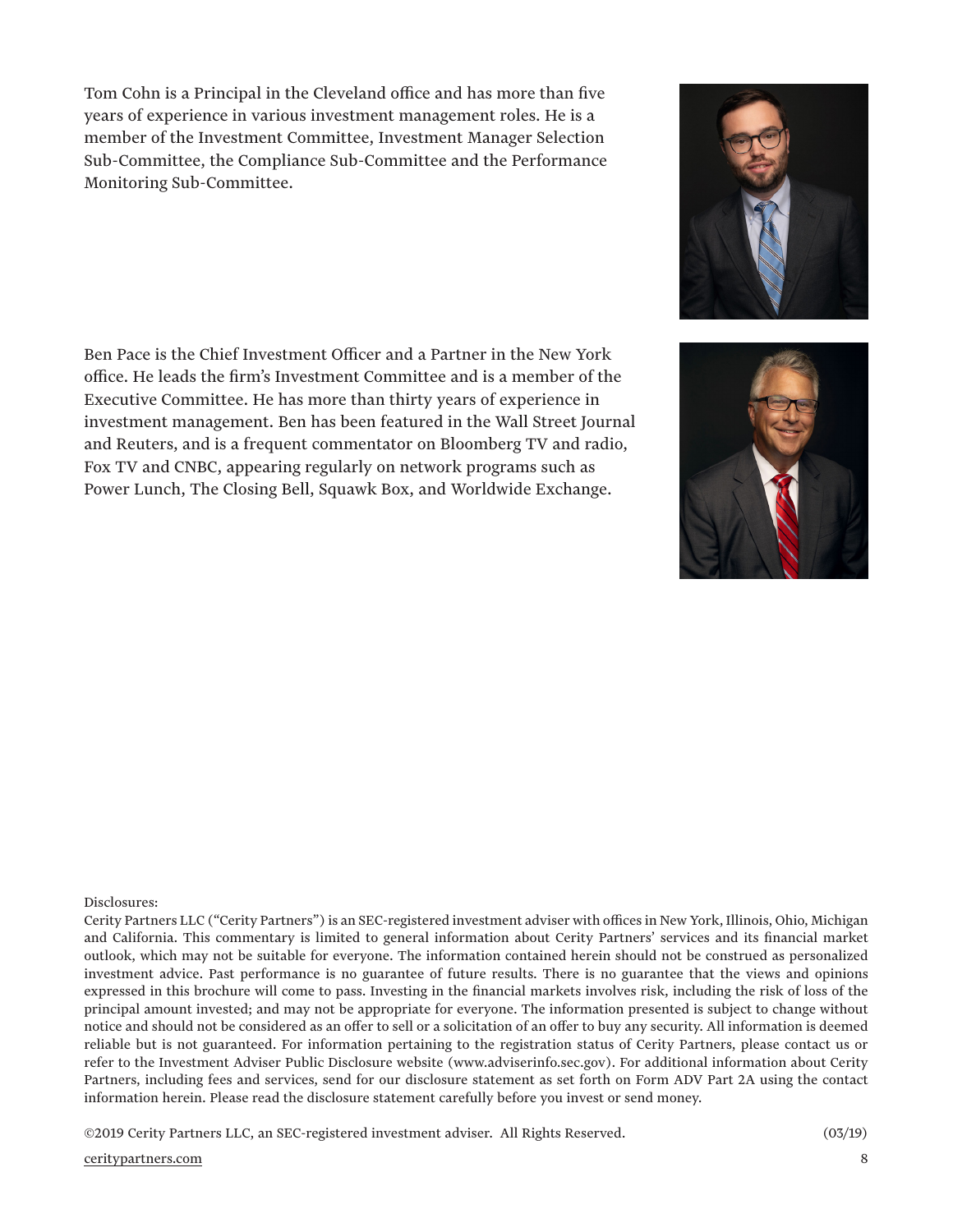Tom Cohn is a Principal in the Cleveland office and has more than five years of experience in various investment management roles. He is a member of the Investment Committee, Investment Manager Selection Sub-Committee, the Compliance Sub-Committee and the Performance Monitoring Sub-Committee.

Ben Pace is the Chief Investment Officer and a Partner in the New York office. He leads the firm's Investment Committee and is a member of the Executive Committee. He has more than thirty years of experience in investment management. Ben has been featured in the Wall Street Journal and Reuters, and is a frequent commentator on Bloomberg TV and radio, Fox TV and CNBC, appearing regularly on network programs such as Power Lunch, The Closing Bell, Squawk Box, and Worldwide Exchange.

Disclosures:
Cerity Partners LLC ("Cerity Partners") is an SEC-registered investment adviser with offices in New York, Illinois, Ohio, Michigan and California. This commentary is limited to general information about Cerity Partners' services and its financial market outlook, which may not be suitable for everyone. The information contained herein should not be construed as personalized investment advice. Past performance is no guarantee of future results. There is no guarantee that the views and opinions expressed in this brochure will come to pass. Investing in the financial markets involves risk, including the risk of loss of the principal amount invested; and may not be appropriate for everyone. The information presented is subject to change without notice and should not be considered as an offer to sell or a solicitation of an offer to buy any security. All information is deemed reliable but is not guaranteed. For information pertaining to the registration status of Cerity Partners, please contact us or refer to the Investment Adviser Public Disclosure website (www.adviserinfo.sec.gov). For additional information about Cerity Partners, including fees and services, send for our disclosure statement as set forth on Form ADV Part 2A using the contact information herein. Please read the disclosure statement carefully before you invest or send money.

©2019 Cerity Partners LLC, an SEC-registered investment adviser. All Rights Reserved. (03/19)

ceritypartners.com